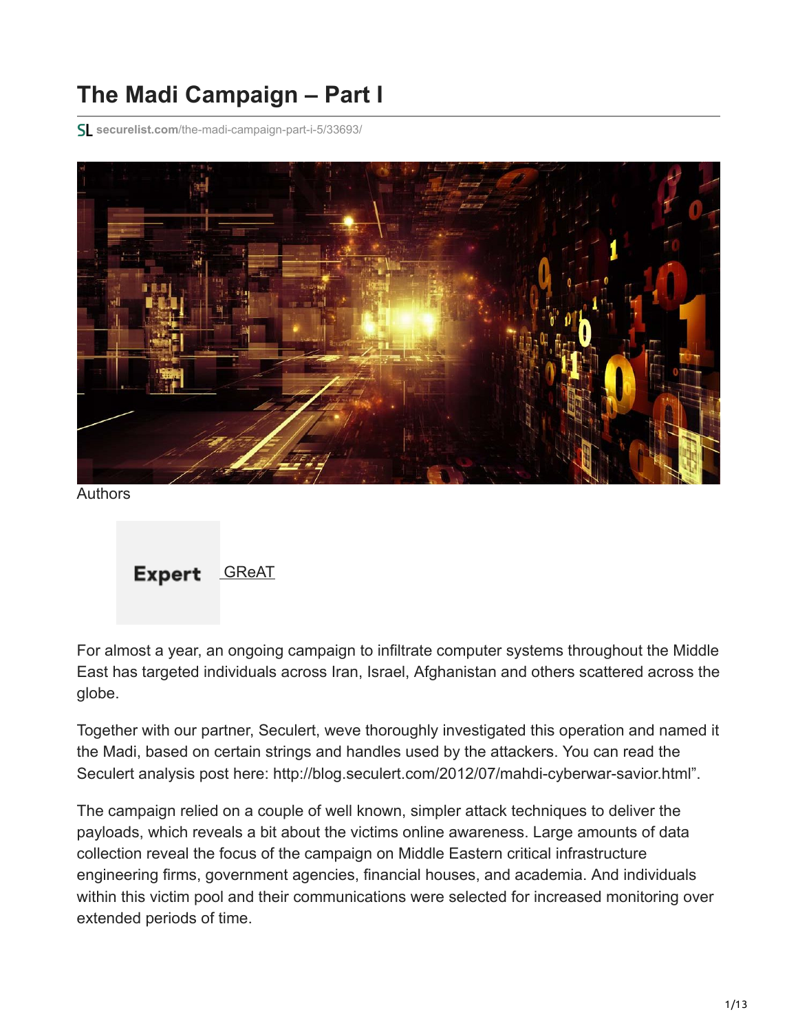# The Madi Campaign – Part I

securelist.com/the-madi-campaign-part-i-5/33693/

Authors

Expert GReAT

For almost a year, an ongoing campaign to infiltrate computer systems throughout the Middle East has targeted individuals across Iran, Israel, Afghanistan and others scattered across the globe.

Together with our partner, Seculert, weve thoroughly investigated this operation and named it the Madi, based on certain strings and handles used by the attackers. You can read the Seculert analysis post here: http://blog.seculert.com/2012/07/mahdi-cyberwar-savior.html".

The campaign relied on a couple of well known, simpler attack techniques to deliver the payloads, which reveals a bit about the victims online awareness. Large amounts of data collection reveal the focus of the campaign on Middle Eastern critical infrastructure engineering firms, government agencies, financial houses, and academia. And individuals within this victim pool and their communications were selected for increased monitoring over extended periods of time.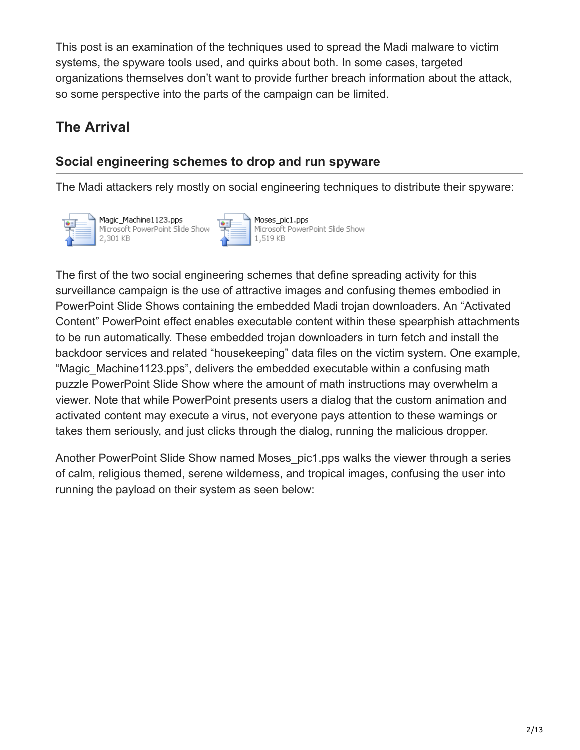This post is an examination of the techniques used to spread the Madi malware to victim systems, the spyware tools used, and quirks about both. In some cases, targeted organizations themselves don't want to provide further breach information about the attack, so some perspective into the parts of the campaign can be limited.

## The Arrival

### Social engineering schemes to drop and run spyware

The Madi attackers rely mostly on social engineering techniques to distribute their spyware:

Magic_Machine1123.pps
Microsoft PowerPoint Slide Show
2,301 KB

Moses_pic1.pps
Microsoft PowerPoint Slide Show
1,519 KB

The first of the two social engineering schemes that define spreading activity for this surveillance campaign is the use of attractive images and confusing themes embodied in PowerPoint Slide Shows containing the embedded Madi trojan downloaders. An "Activated Content" PowerPoint effect enables executable content within these spearphish attachments to be run automatically. These embedded trojan downloaders in turn fetch and install the backdoor services and related "housekeeping" data files on the victim system. One example, "Magic_Machine1123.pps", delivers the embedded executable within a confusing math puzzle PowerPoint Slide Show where the amount of math instructions may overwhelm a viewer. Note that while PowerPoint presents users a dialog that the custom animation and activated content may execute a virus, not everyone pays attention to these warnings or takes them seriously, and just clicks through the dialog, running the malicious dropper.

Another PowerPoint Slide Show named Moses_pic1.pps walks the viewer through a series of calm, religious themed, serene wilderness, and tropical images, confusing the user into running the payload on their system as seen below: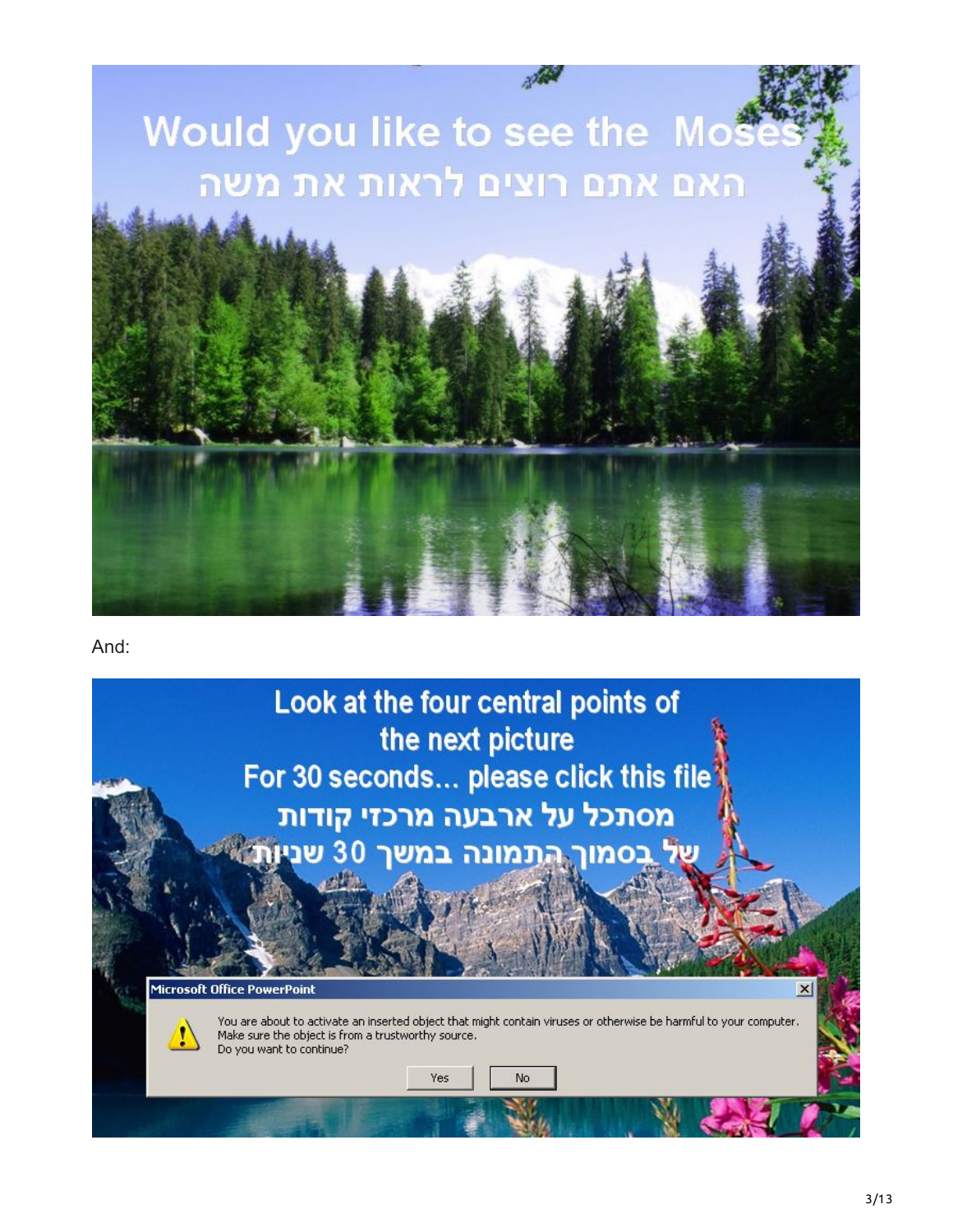Would you like to see the Moses

האם אתם רוצים לראות את משה

And:

Look at the four central points of the next picture

For 30 seconds... please click this file

מסתכל על ארבעה מרכזי קודות

של בסמוך התמונה במשך 30 שניות

**Microsoft Office PowerPoint**

You are about to activate an inserted object that might contain viruses or otherwise be harmful to your computer. Make sure the object is from a trustworthy source.
Do you want to continue?

Yes | No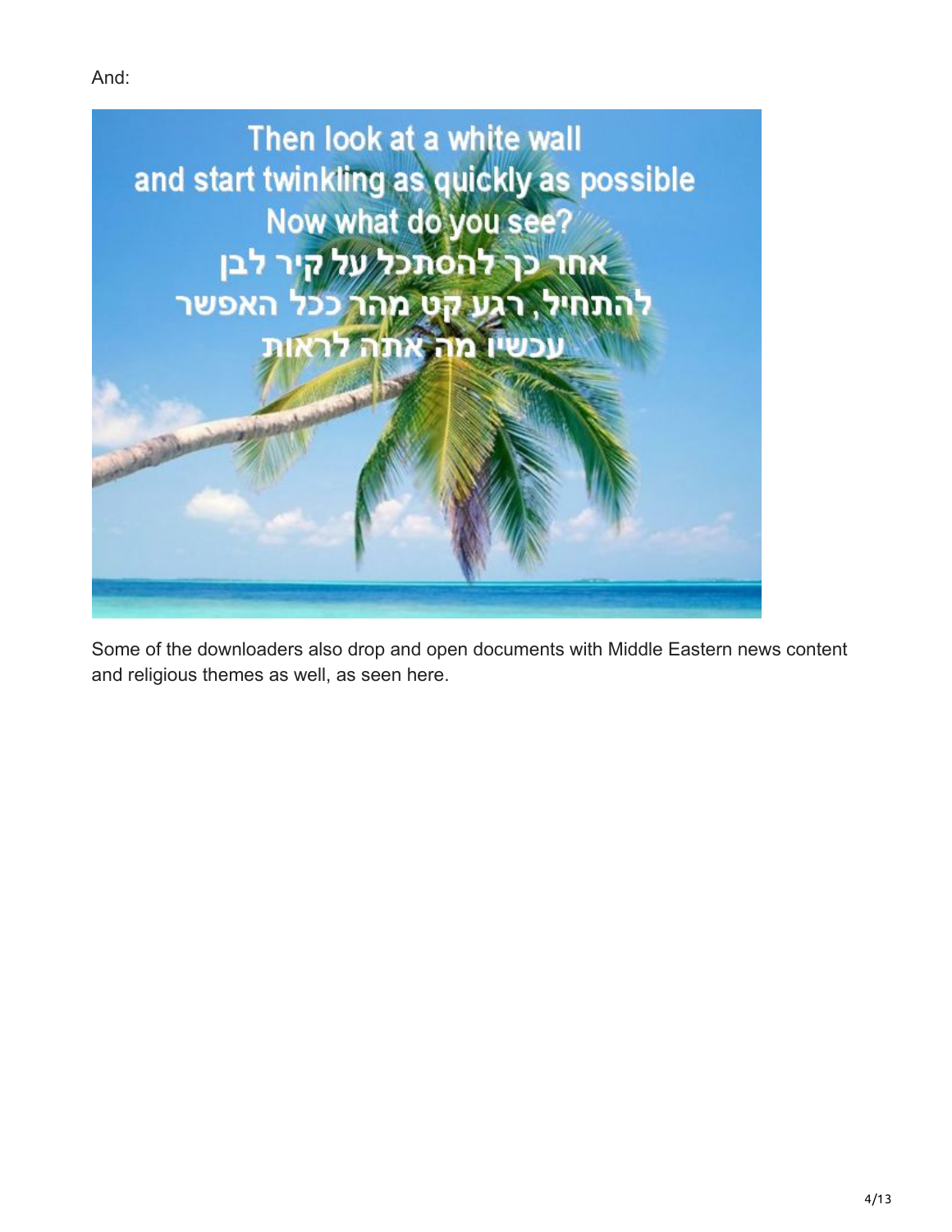And:

Then look at a white wall
and start twinkling as quickly as possible
Now what do you see?
אחר כך להסתכל על קיר לבן
להתחיל, רגע קט מהר ככל האפשר
עכשיו מה אתה לראות

Some of the downloaders also drop and open documents with Middle Eastern news content and religious themes as well, as seen here.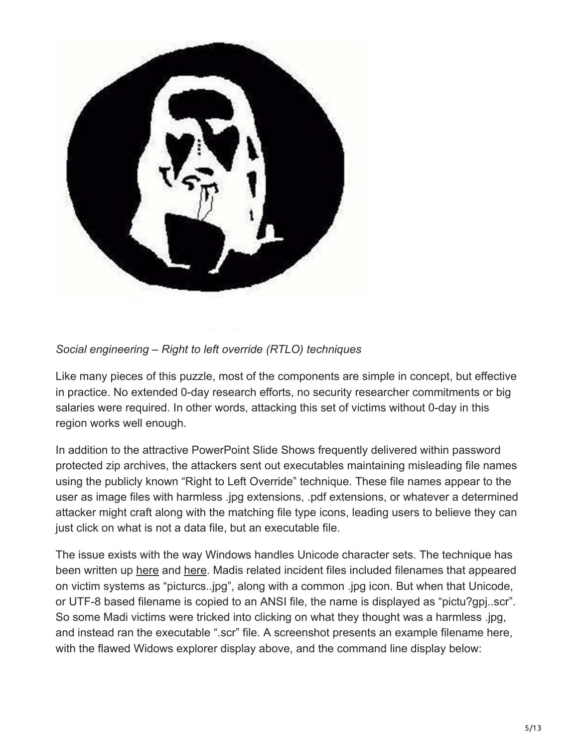*Social engineering – Right to left override (RTLO) techniques*

Like many pieces of this puzzle, most of the components are simple in concept, but effective in practice. No extended 0-day research efforts, no security researcher commitments or big salaries were required. In other words, attacking this set of victims without 0-day in this region works well enough.

In addition to the attractive PowerPoint Slide Shows frequently delivered within password protected zip archives, the attackers sent out executables maintaining misleading file names using the publicly known "Right to Left Override" technique. These file names appear to the user as image files with harmless .jpg extensions, .pdf extensions, or whatever a determined attacker might craft along with the matching file type icons, leading users to believe they can just click on what is not a data file, but an executable file.

The issue exists with the way Windows handles Unicode character sets. The technique has been written up here and here. Madis related incident files included filenames that appeared on victim systems as "picturcs..jpg", along with a common .jpg icon. But when that Unicode, or UTF-8 based filename is copied to an ANSI file, the name is displayed as "pictu?gpj..scr". So some Madi victims were tricked into clicking on what they thought was a harmless .jpg, and instead ran the executable ".scr" file. A screenshot presents an example filename here, with the flawed Widows explorer display above, and the command line display below: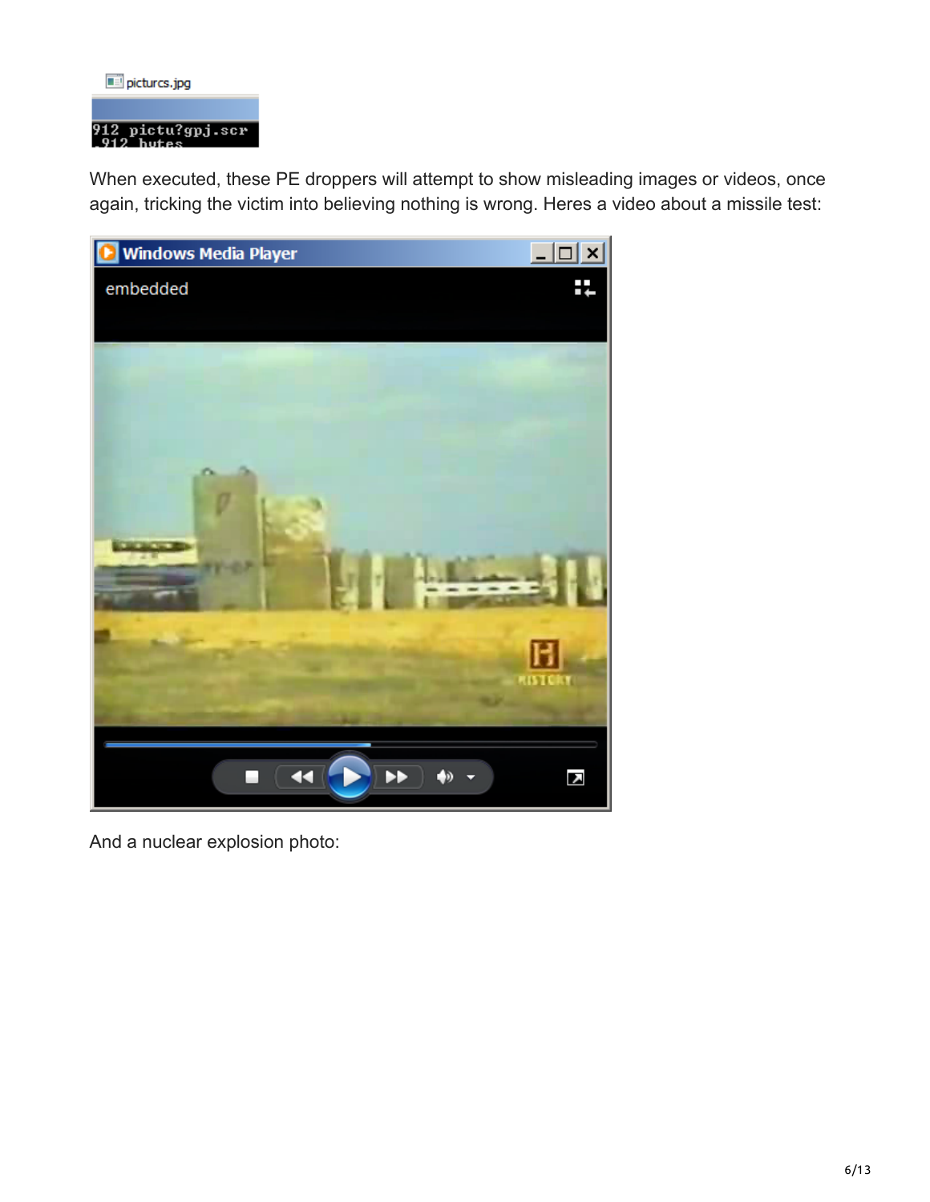When executed, these PE droppers will attempt to show misleading images or videos, once again, tricking the victim into believing nothing is wrong. Heres a video about a missile test:

And a nuclear explosion photo: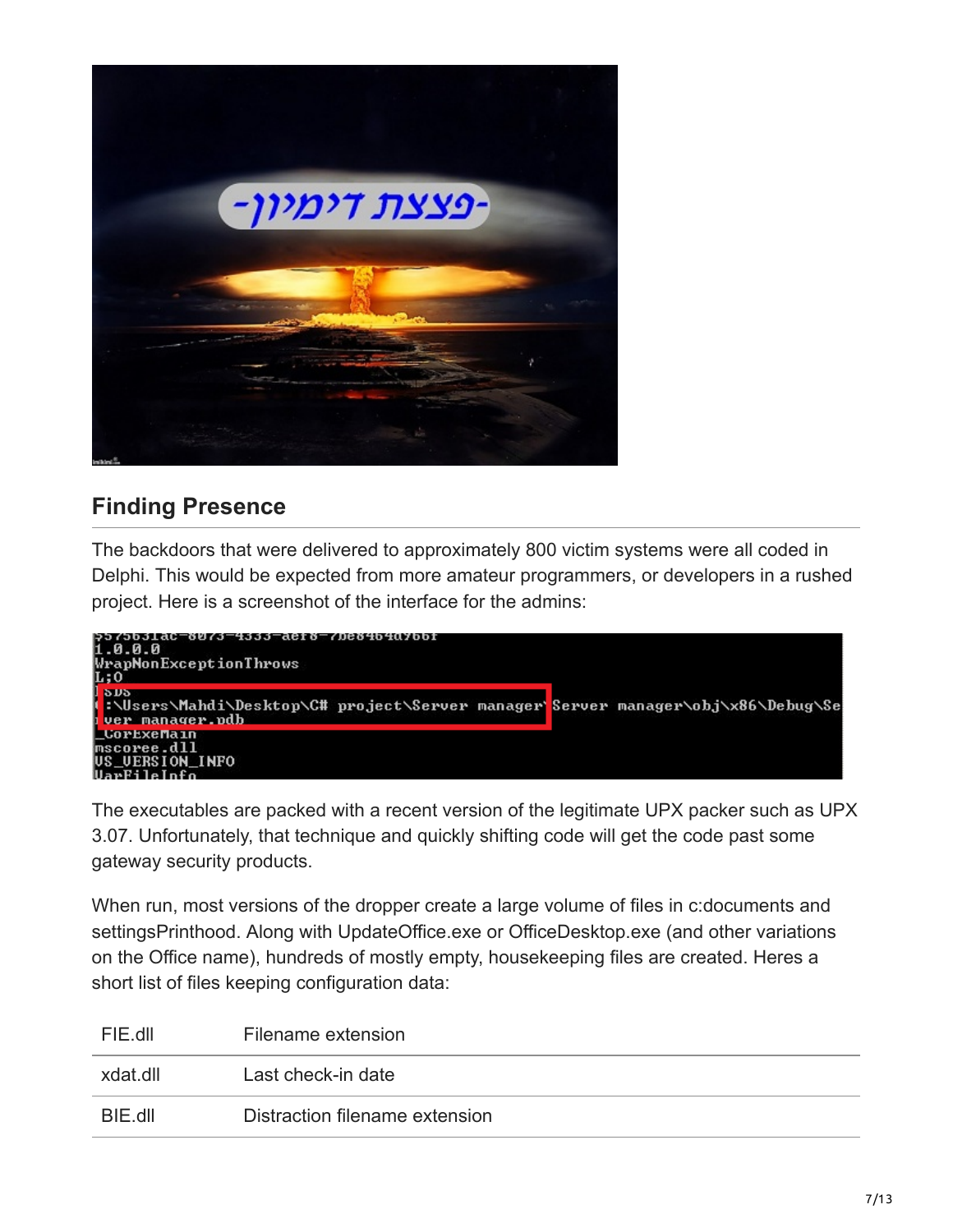## Finding Presence

The backdoors that were delivered to approximately 800 victim systems were all coded in Delphi. This would be expected from more amateur programmers, or developers in a rushed project. Here is a screenshot of the interface for the admins:

The executables are packed with a recent version of the legitimate UPX packer such as UPX 3.07. Unfortunately, that technique and quickly shifting code will get the code past some gateway security products.

When run, most versions of the dropper create a large volume of files in c:documents and settingsPrinthood. Along with UpdateOffice.exe or OfficeDesktop.exe (and other variations on the Office name), hundreds of mostly empty, housekeeping files are created. Heres a short list of files keeping configuration data:

| | |
|---|---|
| FIE.dll | Filename extension |
| xdat.dll | Last check-in date |
| BIE.dll | Distraction filename extension |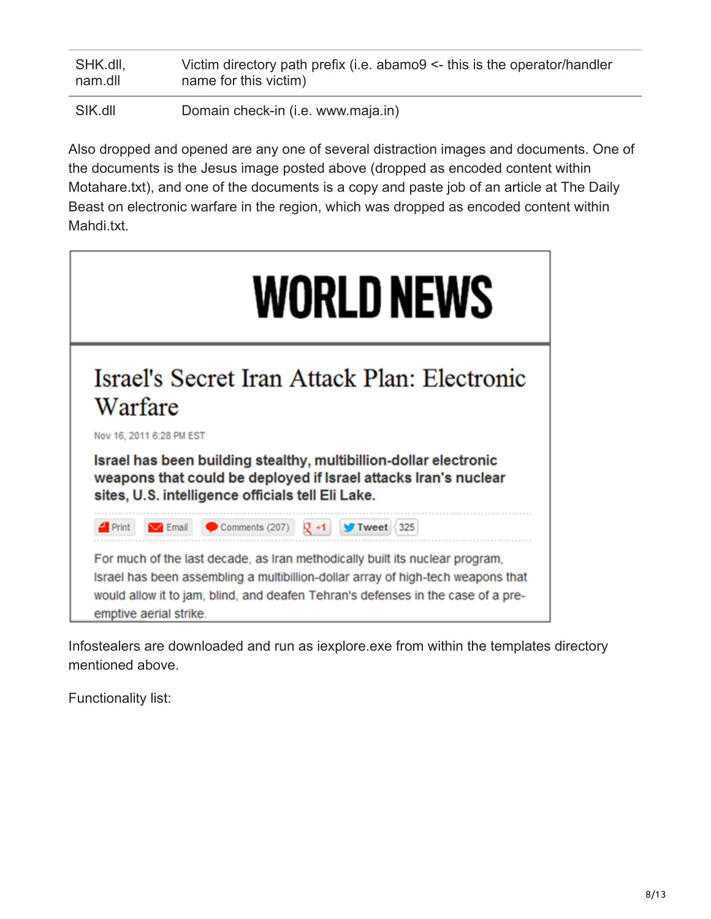| SHK.dll, nam.dll | Victim directory path prefix (i.e. abamo9 <- this is the operator/handler name for this victim) |
| --- | --- |
| SIK.dll | Domain check-in (i.e. www.maja.in) |

Also dropped and opened are any one of several distraction images and documents. One of the documents is the Jesus image posted above (dropped as encoded content within Motahare.txt), and one of the documents is a copy and paste job of an article at The Daily Beast on electronic warfare in the region, which was dropped as encoded content within Mahdi.txt.

**WORLD NEWS**

Israel's Secret Iran Attack Plan: Electronic Warfare

Nov 16, 2011 6:28 PM EST

**Israel has been building stealthy, multibillion-dollar electronic weapons that could be deployed if Israel attacks Iran's nuclear sites, U.S. intelligence officials tell Eli Lake.**

Print | Email | Comments (207) | +1 | Tweet | 325

For much of the last decade, as Iran methodically built its nuclear program, Israel has been assembling a multibillion-dollar array of high-tech weapons that would allow it to jam, blind, and deafen Tehran's defenses in the case of a pre-emptive aerial strike.

Infostealers are downloaded and run as iexplore.exe from within the templates directory mentioned above.

Functionality list: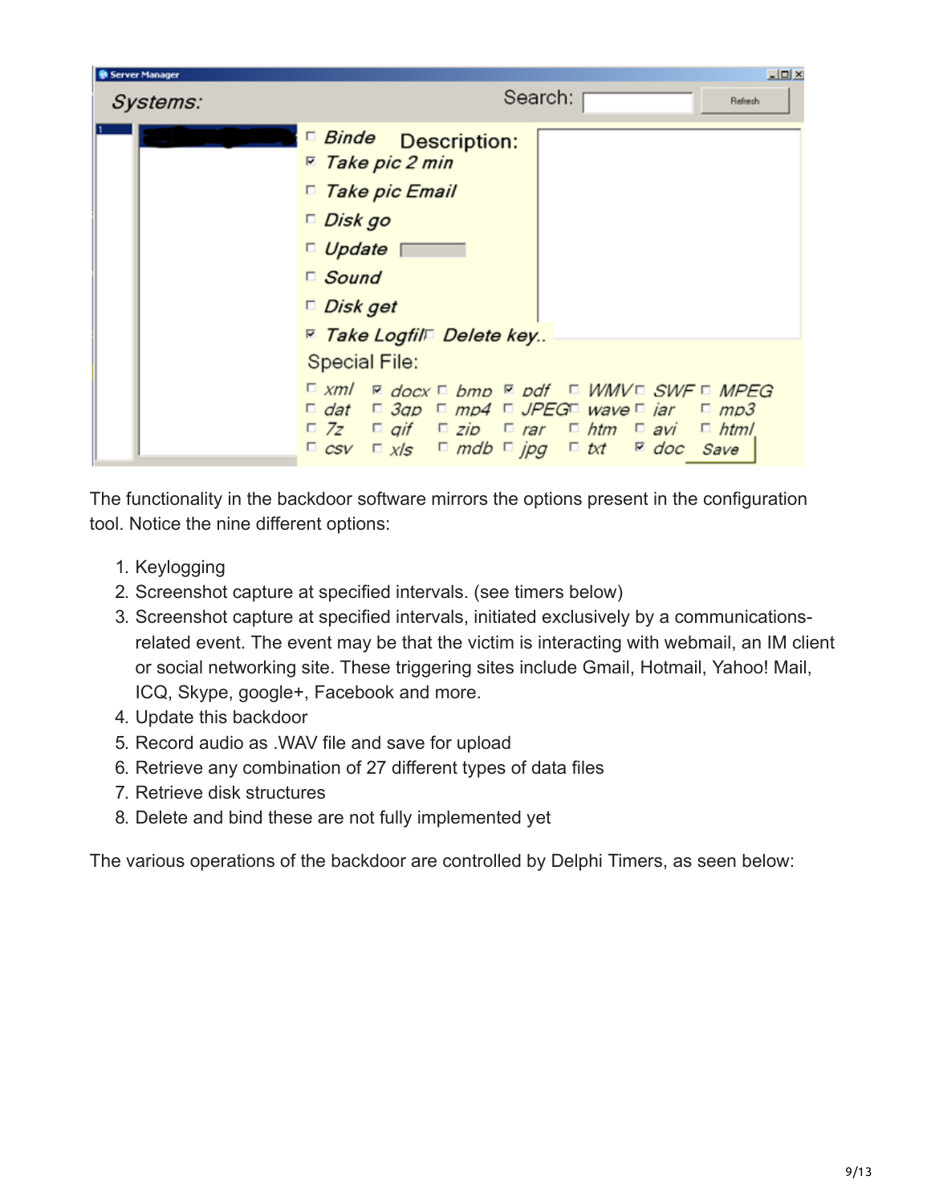The functionality in the backdoor software mirrors the options present in the configuration tool. Notice the nine different options:

1. Keylogging
2. Screenshot capture at specified intervals. (see timers below)
3. Screenshot capture at specified intervals, initiated exclusively by a communications-related event. The event may be that the victim is interacting with webmail, an IM client or social networking site. These triggering sites include Gmail, Hotmail, Yahoo! Mail, ICQ, Skype, google+, Facebook and more.
4. Update this backdoor
5. Record audio as .WAV file and save for upload
6. Retrieve any combination of 27 different types of data files
7. Retrieve disk structures
8. Delete and bind these are not fully implemented yet

The various operations of the backdoor are controlled by Delphi Timers, as seen below: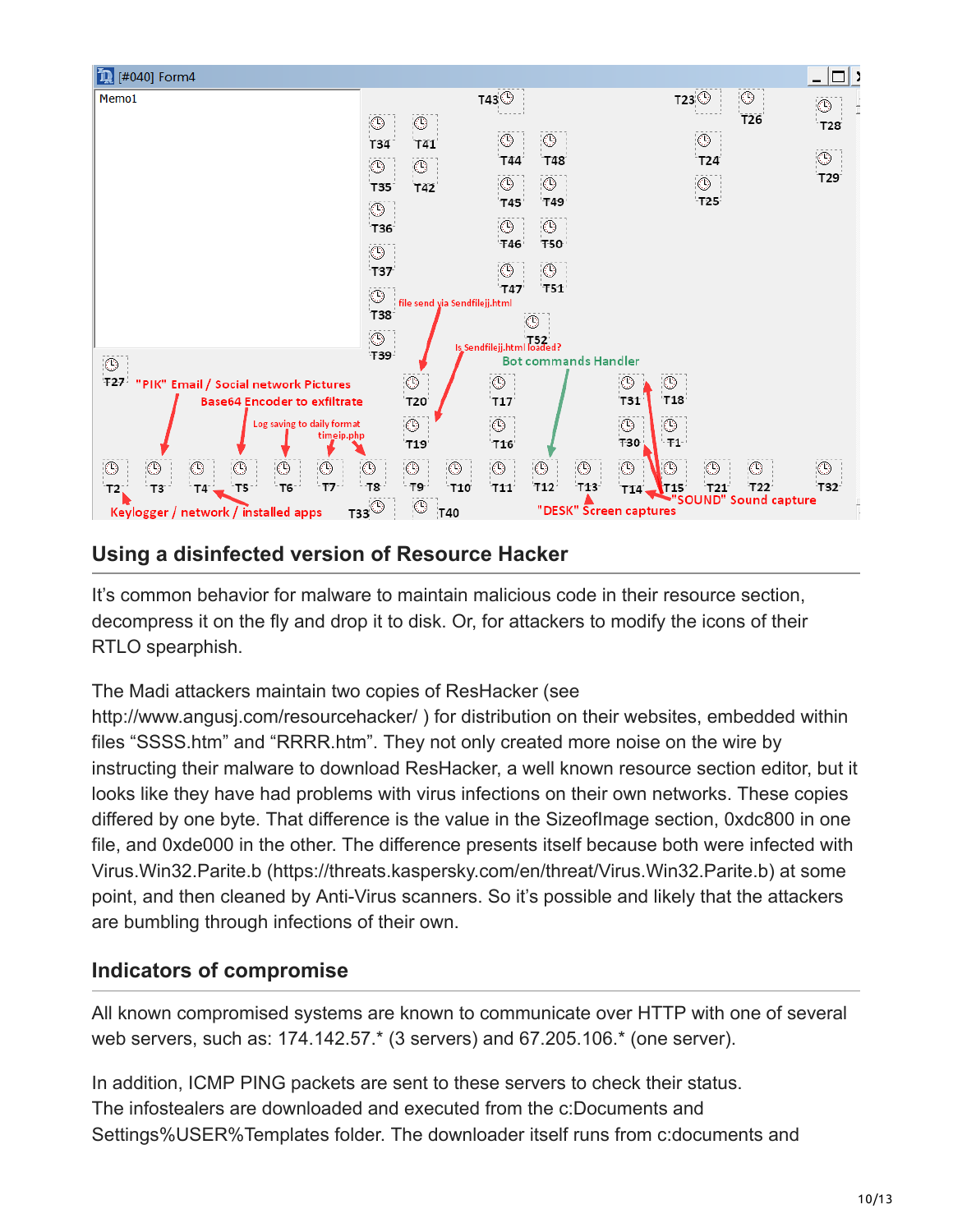## Using a disinfected version of Resource Hacker

It's common behavior for malware to maintain malicious code in their resource section, decompress it on the fly and drop it to disk. Or, for attackers to modify the icons of their RTLO spearphish.

The Madi attackers maintain two copies of ResHacker (see http://www.angusj.com/resourcehacker/ ) for distribution on their websites, embedded within files "SSSS.htm" and "RRRR.htm". They not only created more noise on the wire by instructing their malware to download ResHacker, a well known resource section editor, but it looks like they have had problems with virus infections on their own networks. These copies differed by one byte. That difference is the value in the SizeofImage section, 0xdc800 in one file, and 0xde000 in the other. The difference presents itself because both were infected with Virus.Win32.Parite.b (https://threats.kaspersky.com/en/threat/Virus.Win32.Parite.b) at some point, and then cleaned by Anti-Virus scanners. So it's possible and likely that the attackers are bumbling through infections of their own.

## Indicators of compromise

All known compromised systems are known to communicate over HTTP with one of several web servers, such as: 174.142.57.* (3 servers) and 67.205.106.* (one server).

In addition, ICMP PING packets are sent to these servers to check their status.
The infostealers are downloaded and executed from the c:Documents and Settings%USER%Templates folder. The downloader itself runs from c:documents and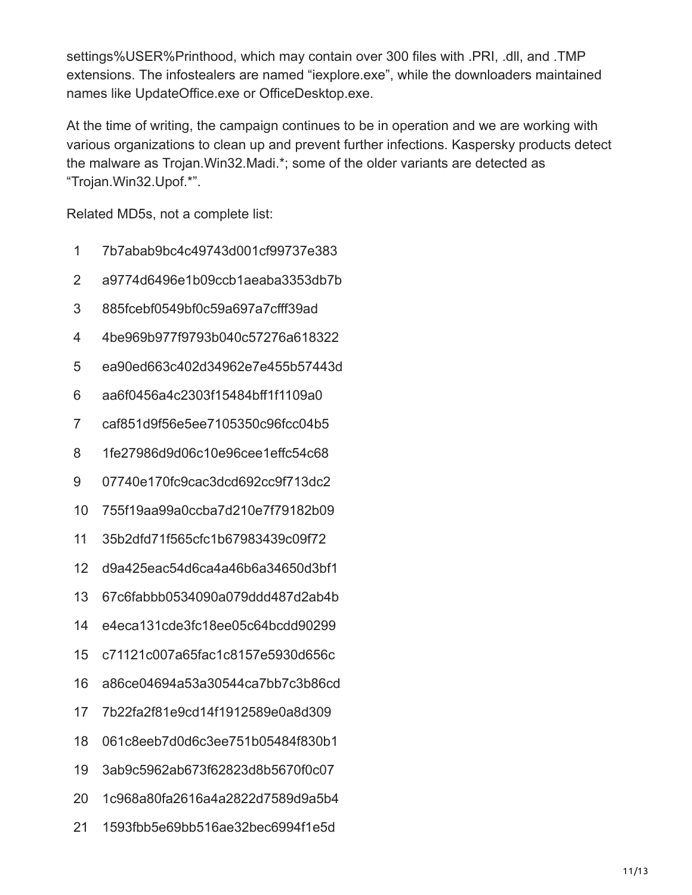settings%USER%Printhood, which may contain over 300 files with .PRI, .dll, and .TMP extensions. The infostealers are named “iexplore.exe”, while the downloaders maintained names like UpdateOffice.exe or OfficeDesktop.exe.

At the time of writing, the campaign continues to be in operation and we are working with various organizations to clean up and prevent further infections. Kaspersky products detect the malware as Trojan.Win32.Madi.*; some of the older variants are detected as “Trojan.Win32.Upof.*”.

Related MD5s, not a complete list:

```
1   7b7abab9bc4c49743d001cf99737e383
2   a9774d6496e1b09ccb1aeaba3353db7b
3   885fcebf0549bf0c59a697a7cfff39ad
4   4be969b977f9793b040c57276a618322
5   ea90ed663c402d34962e7e455b57443d
6   aa6f0456a4c2303f15484bff1f1109a0
7   caf851d9f56e5ee7105350c96fcc04b5
8   1fe27986d9d06c10e96cee1effc54c68
9   07740e170fc9cac3dcd692cc9f713dc2
10  755f19aa99a0ccba7d210e7f79182b09
11  35b2dfd71f565cfc1b67983439c09f72
12  d9a425eac54d6ca4a46b6a34650d3bf1
13  67c6fabbb0534090a079ddd487d2ab4b
14  e4eca131cde3fc18ee05c64bcdd90299
15  c71121c007a65fac1c8157e5930d656c
16  a86ce04694a53a30544ca7bb7c3b86cd
17  7b22fa2f81e9cd14f1912589e0a8d309
18  061c8eeb7d0d6c3ee751b05484f830b1
19  3ab9c5962ab673f62823d8b5670f0c07
20  1c968a80fa2616a4a2822d7589d9a5b4
21  1593fbb5e69bb516ae32bec6994f1e5d
```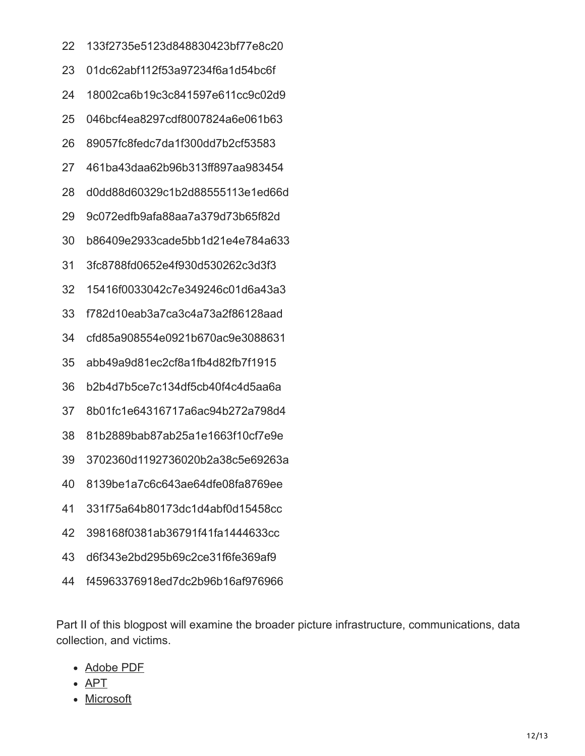```
22 133f2735e5123d848830423bf77e8c20
23 01dc62abf112f53a97234f6a1d54bc6f
24 18002ca6b19c3c841597e611cc9c02d9
25 046bcf4ea8297cdf8007824a6e061b63
26 89057fc8fedc7da1f300dd7b2cf53583
27 461ba43daa62b96b313ff897aa983454
28 d0dd88d60329c1b2d88555113e1ed66d
29 9c072edfb9afa88aa7a379d73b65f82d
30 b86409e2933cade5bb1d21e4e784a633
31 3fc8788fd0652e4f930d530262c3d3f3
32 15416f0033042c7e349246c01d6a43a3
33 f782d10eab3a7ca3c4a73a2f86128aad
34 cfd85a908554e0921b670ac9e3088631
35 abb49a9d81ec2cf8a1fb4d82fb7f1915
36 b2b4d7b5ce7c134df5cb40f4c4d5aa6a
37 8b01fc1e64316717a6ac94b272a798d4
38 81b2889bab87ab25a1e1663f10cf7e9e
39 3702360d1192736020b2a38c5e69263a
40 8139be1a7c6c643ae64dfe08fa8769ee
41 331f75a64b80173dc1d4abf0d15458cc
42 398168f0381ab36791f41fa1444633cc
43 d6f343e2bd295b69c2ce31f6fe369af9
44 f45963376918ed7dc2b96b16af976966
```

Part II of this blogpost will examine the broader picture infrastructure, communications, data collection, and victims.

- Adobe PDF
- APT
- Microsoft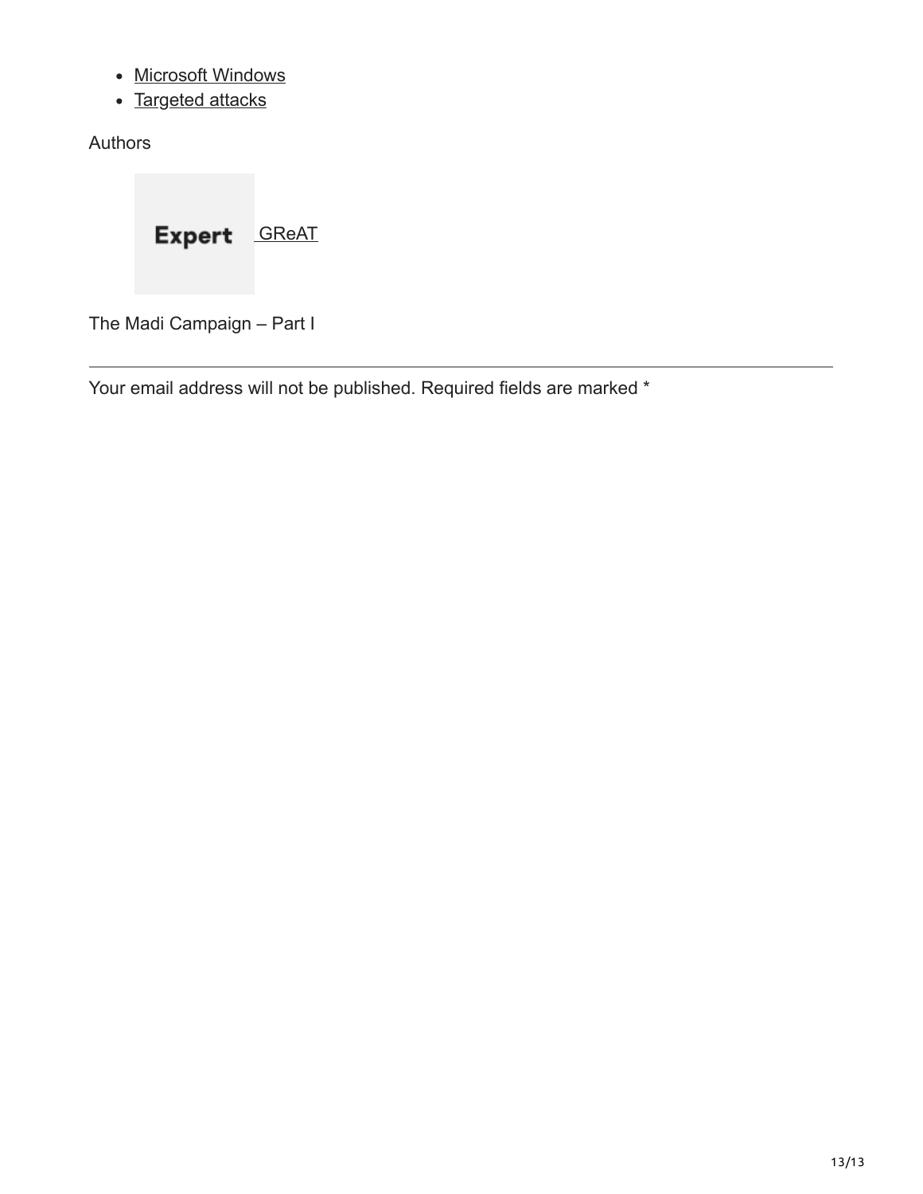- Microsoft Windows
- Targeted attacks

Authors

Expert GReAT

The Madi Campaign – Part I

---

Your email address will not be published. Required fields are marked *